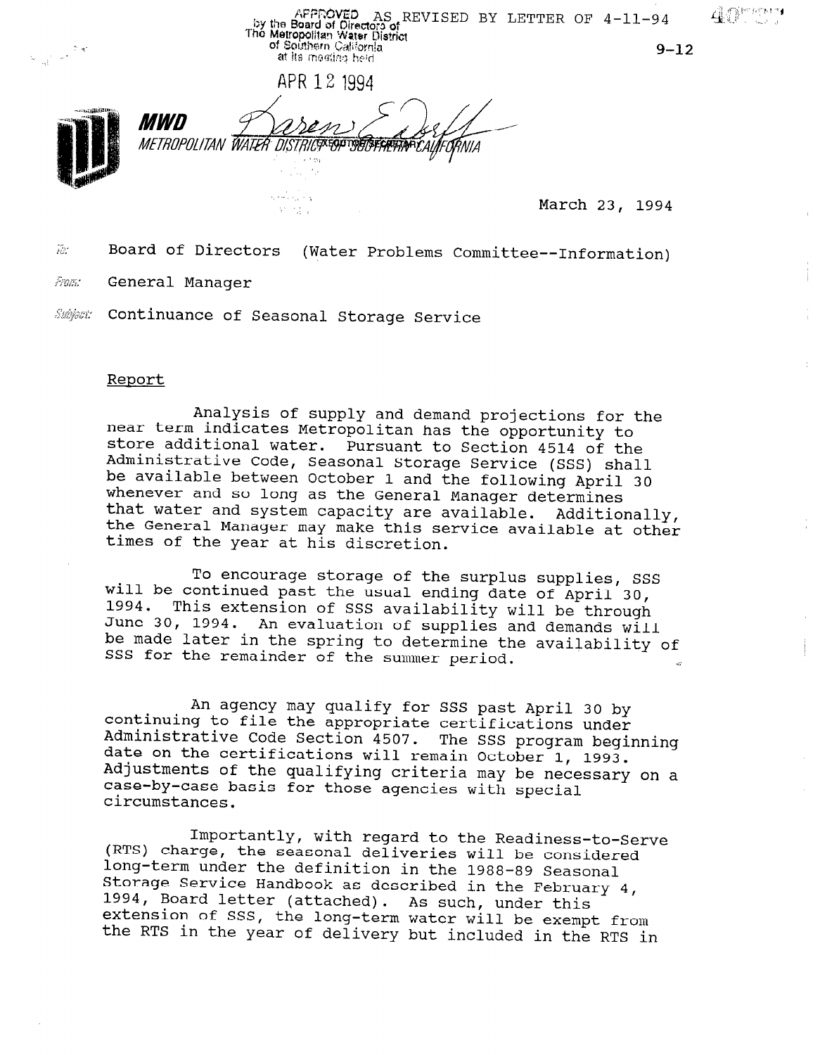APPROVED AS REVISED BY LETTER OF 4-11-94
by the Board of Directors of
The Metropolitan Water District
of Southern California
at its meeting held

APR 12 1994

9-12

**MWD**
*METROPOLITAN WATER DISTRICT OF SOUTHERN CALIFORNIA*

EXECUTIVE SECRETARY

March 23, 1994

To: Board of Directors (Water Problems Committee--Information)

From: General Manager

Subject: Continuance of Seasonal Storage Service

## Report

Analysis of supply and demand projections for the near term indicates Metropolitan has the opportunity to store additional water. Pursuant to Section 4514 of the Administrative Code, Seasonal Storage Service (SSS) shall be available between October 1 and the following April 30 whenever and so long as the General Manager determines that water and system capacity are available. Additionally, the General Manager may make this service available at other times of the year at his discretion.

To encourage storage of the surplus supplies, SSS will be continued past the usual ending date of April 30, 1994. This extension of SSS availability will be through June 30, 1994. An evaluation of supplies and demands will be made later in the spring to determine the availability of SSS for the remainder of the summer period.

An agency may qualify for SSS past April 30 by continuing to file the appropriate certifications under Administrative Code Section 4507. The SSS program beginning date on the certifications will remain October 1, 1993. Adjustments of the qualifying criteria may be necessary on a case-by-case basis for those agencies with special circumstances.

Importantly, with regard to the Readiness-to-Serve (RTS) charge, the seasonal deliveries will be considered long-term under the definition in the 1988-89 Seasonal Storage Service Handbook as described in the February 4, 1994, Board letter (attached). As such, under this extension of SSS, the long-term water will be exempt from the RTS in the year of delivery but included in the RTS in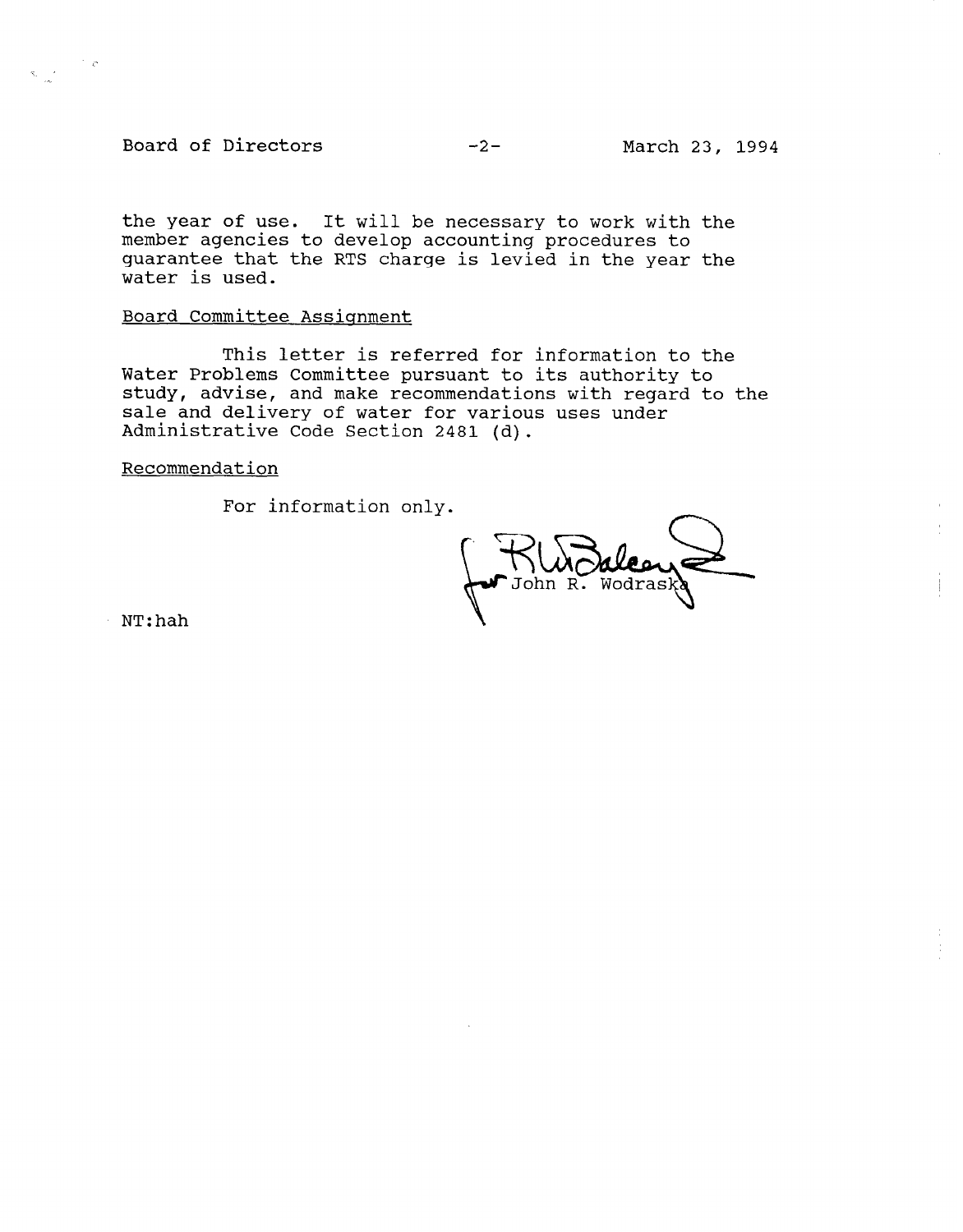the year of use. It will be necessary to work with the member agencies to develop accounting procedures to guarantee that the RTS charge is levied in the year the water is used.

Board Committee Assignment

This letter is referred for information to the Water Problems Committee pursuant to its authority to study, advise, and make recommendations with regard to the sale and delivery of water for various uses under Administrative Code Section 2481 (d).

Recommendation

For information only.

for John R. Wodraska

NT:hah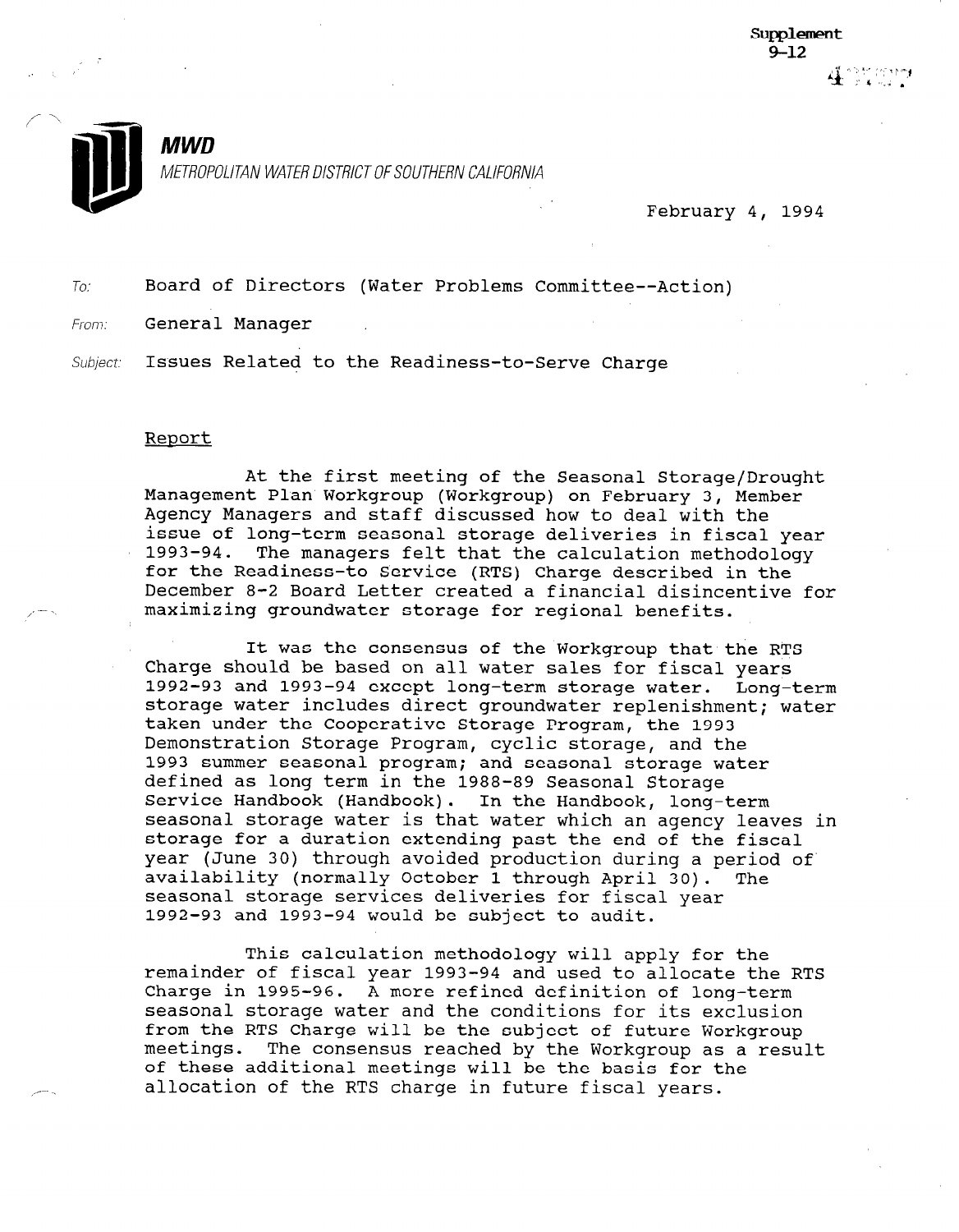Supplement
9-12

**MWD**

METROPOLITAN WATER DISTRICT OF SOUTHERN CALIFORNIA

February 4, 1994

To: Board of Directors (Water Problems Committee--Action)

From: General Manager

Subject: Issues Related to the Readiness-to-Serve Charge

## Report

At the first meeting of the Seasonal Storage/Drought Management Plan Workgroup (Workgroup) on February 3, Member Agency Managers and staff discussed how to deal with the issue of long-term seasonal storage deliveries in fiscal year 1993-94. The managers felt that the calculation methodology for the Readiness-to Service (RTS) Charge described in the December 8-2 Board Letter created a financial disincentive for maximizing groundwater storage for regional benefits.

It was the consensus of the Workgroup that the RTS Charge should be based on all water sales for fiscal years 1992-93 and 1993-94 except long-term storage water. Long-term storage water includes direct groundwater replenishment; water taken under the Cooperative Storage Program, the 1993 Demonstration Storage Program, cyclic storage, and the 1993 summer seasonal program; and seasonal storage water defined as long term in the 1988-89 Seasonal Storage Service Handbook (Handbook). In the Handbook, long-term seasonal storage water is that water which an agency leaves in storage for a duration extending past the end of the fiscal year (June 30) through avoided production during a period of availability (normally October 1 through April 30). The seasonal storage services deliveries for fiscal year 1992-93 and 1993-94 would be subject to audit.

This calculation methodology will apply for the remainder of fiscal year 1993-94 and used to allocate the RTS Charge in 1995-96. A more refined definition of long-term seasonal storage water and the conditions for its exclusion from the RTS Charge will be the subject of future Workgroup meetings. The consensus reached by the Workgroup as a result of these additional meetings will be the basis for the allocation of the RTS charge in future fiscal years.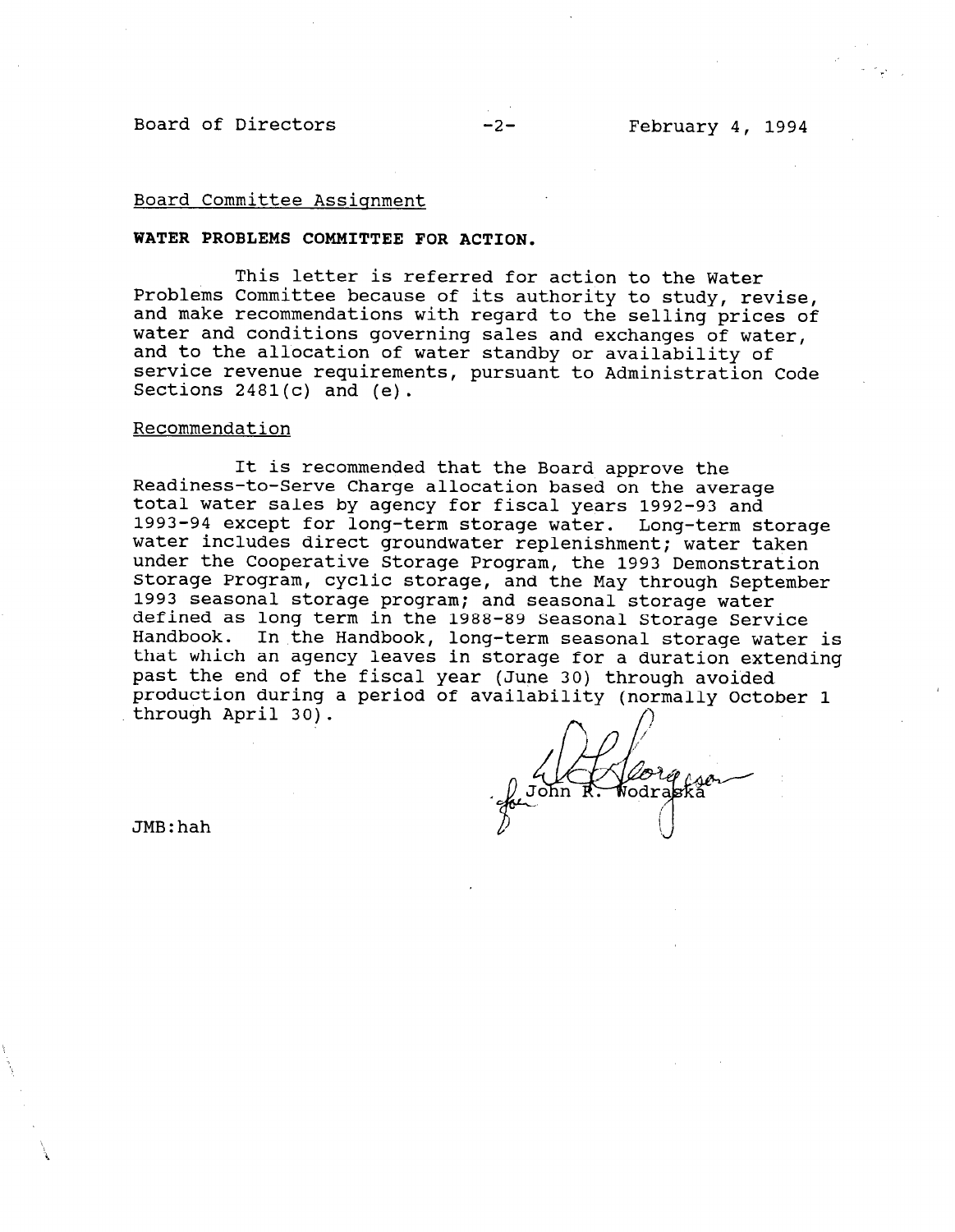Board Committee Assignment

**WATER PROBLEMS COMMITTEE FOR ACTION.**

This letter is referred for action to the Water Problems Committee because of its authority to study, revise, and make recommendations with regard to the selling prices of water and conditions governing sales and exchanges of water, and to the allocation of water standby or availability of service revenue requirements, pursuant to Administration Code Sections 2481(c) and (e).

Recommendation

It is recommended that the Board approve the Readiness-to-Serve Charge allocation based on the average total water sales by agency for fiscal years 1992-93 and 1993-94 except for long-term storage water. Long-term storage water includes direct groundwater replenishment; water taken under the Cooperative Storage Program, the 1993 Demonstration Storage Program, cyclic storage, and the May through September 1993 seasonal storage program; and seasonal storage water defined as long term in the 1988-89 Seasonal Storage Service Handbook. In the Handbook, long-term seasonal storage water is that which an agency leaves in storage for a duration extending past the end of the fiscal year (June 30) through avoided production during a period of availability (normally October 1 through April 30).

for John R. Wodraska

JMB:hah